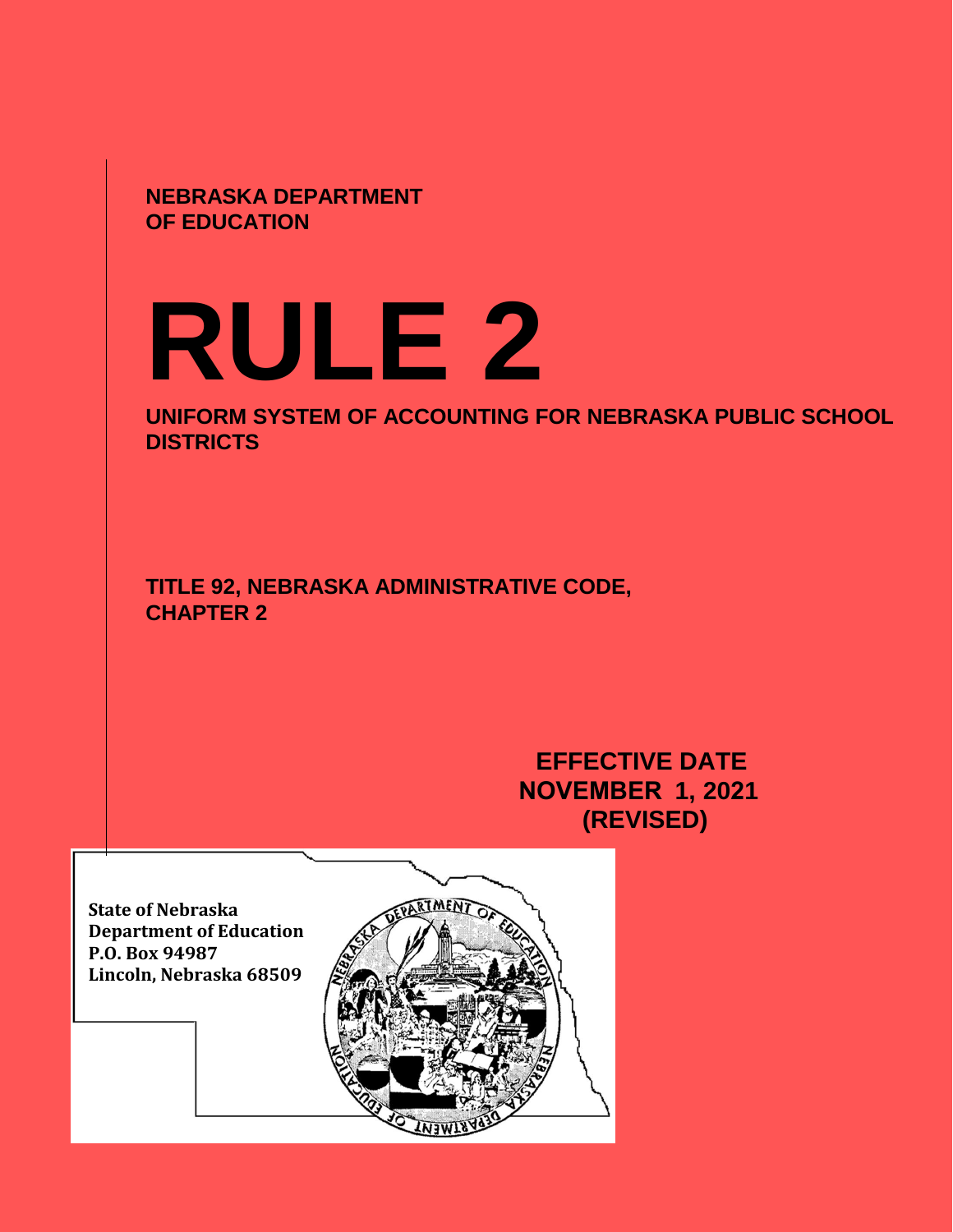**NEBRASKA DEPARTMENT OF EDUCATION**

# RULE 2

## UNIFORM SYSTEM OF ACCOUNTING FOR NEBRASKA PUBLIC SCHOOL DISTRICTS

**TITLE 92, NEBRASKA ADMINISTRATIVE CODE, CHAPTER 2**

**EFFECTIVE DATE**
**NOVEMBER 1, 2021**
**(REVISED)**

**State of Nebraska**
**Department of Education**
**P.O. Box 94987**
**Lincoln, Nebraska 68509**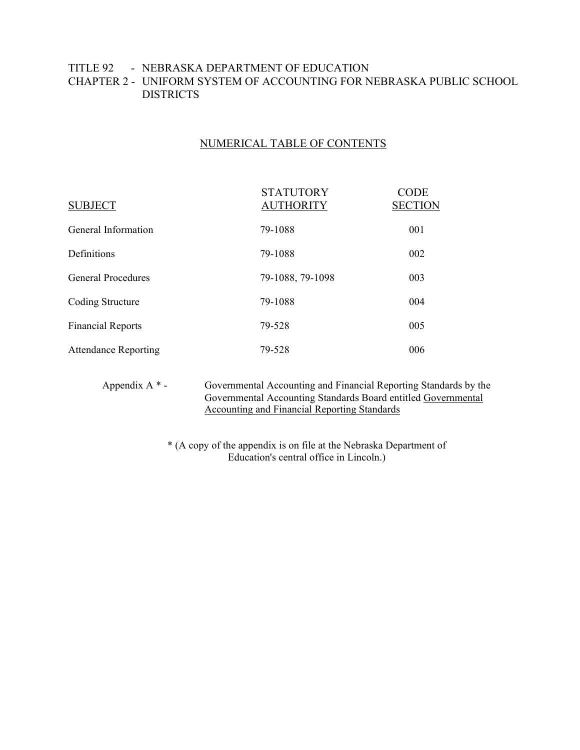TITLE 92 - NEBRASKA DEPARTMENT OF EDUCATION
CHAPTER 2 - UNIFORM SYSTEM OF ACCOUNTING FOR NEBRASKA PUBLIC SCHOOL DISTRICTS

## NUMERICAL TABLE OF CONTENTS

| SUBJECT | STATUTORY AUTHORITY | CODE SECTION |
|---|---|---|
| General Information | 79-1088 | 001 |
| Definitions | 79-1088 | 002 |
| General Procedures | 79-1088, 79-1098 | 003 |
| Coding Structure | 79-1088 | 004 |
| Financial Reports | 79-528 | 005 |
| Attendance Reporting | 79-528 | 006 |

Appendix A * - Governmental Accounting and Financial Reporting Standards by the Governmental Accounting Standards Board entitled Governmental Accounting and Financial Reporting Standards

* (A copy of the appendix is on file at the Nebraska Department of Education's central office in Lincoln.)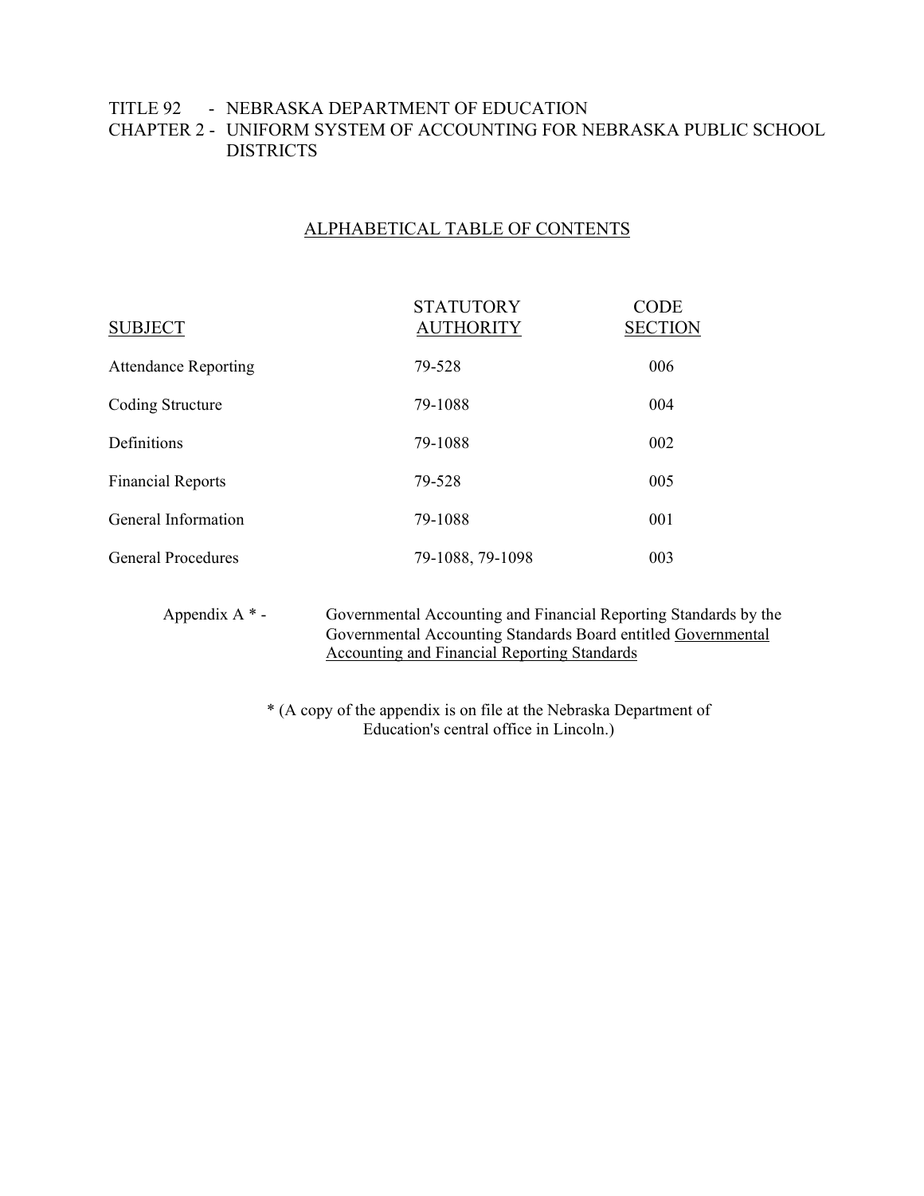TITLE 92 - NEBRASKA DEPARTMENT OF EDUCATION

CHAPTER 2 - UNIFORM SYSTEM OF ACCOUNTING FOR NEBRASKA PUBLIC SCHOOL DISTRICTS

## ALPHABETICAL TABLE OF CONTENTS

| SUBJECT | STATUTORY AUTHORITY | CODE SECTION |
|---|---|---|
| Attendance Reporting | 79-528 | 006 |
| Coding Structure | 79-1088 | 004 |
| Definitions | 79-1088 | 002 |
| Financial Reports | 79-528 | 005 |
| General Information | 79-1088 | 001 |
| General Procedures | 79-1088, 79-1098 | 003 |

Appendix A * - Governmental Accounting and Financial Reporting Standards by the Governmental Accounting Standards Board entitled Governmental Accounting and Financial Reporting Standards

* (A copy of the appendix is on file at the Nebraska Department of Education's central office in Lincoln.)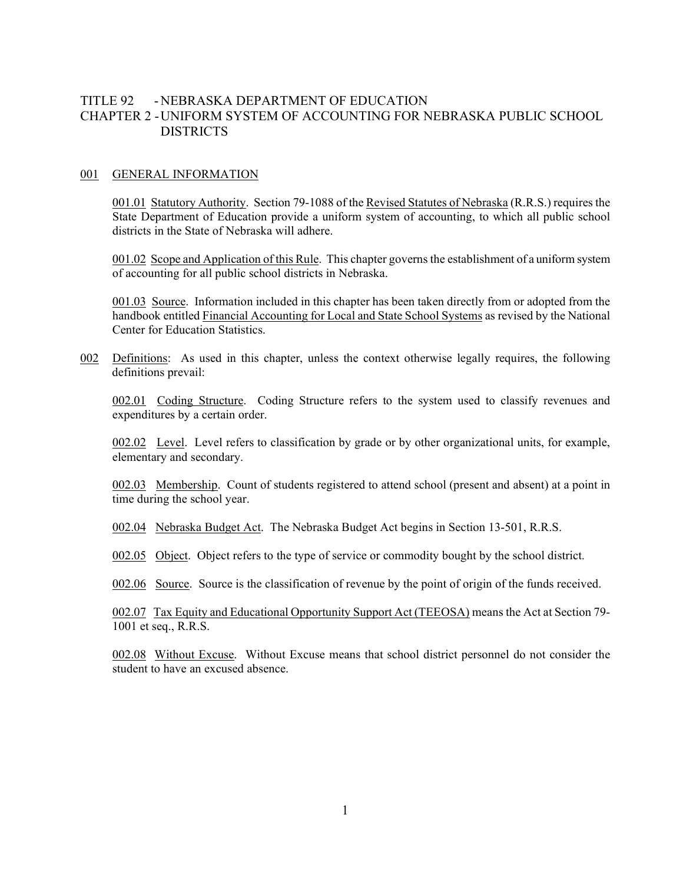# TITLE 92 - NEBRASKA DEPARTMENT OF EDUCATION
# CHAPTER 2 - UNIFORM SYSTEM OF ACCOUNTING FOR NEBRASKA PUBLIC SCHOOL DISTRICTS

## 001 GENERAL INFORMATION

001.01 Statutory Authority. Section 79-1088 of the Revised Statutes of Nebraska (R.R.S.) requires the State Department of Education provide a uniform system of accounting, to which all public school districts in the State of Nebraska will adhere.

001.02 Scope and Application of this Rule. This chapter governs the establishment of a uniform system of accounting for all public school districts in Nebraska.

001.03 Source. Information included in this chapter has been taken directly from or adopted from the handbook entitled Financial Accounting for Local and State School Systems as revised by the National Center for Education Statistics.

## 002 Definitions:

As used in this chapter, unless the context otherwise legally requires, the following definitions prevail:

002.01 Coding Structure. Coding Structure refers to the system used to classify revenues and expenditures by a certain order.

002.02 Level. Level refers to classification by grade or by other organizational units, for example, elementary and secondary.

002.03 Membership. Count of students registered to attend school (present and absent) at a point in time during the school year.

002.04 Nebraska Budget Act. The Nebraska Budget Act begins in Section 13-501, R.R.S.

002.05 Object. Object refers to the type of service or commodity bought by the school district.

002.06 Source. Source is the classification of revenue by the point of origin of the funds received.

002.07 Tax Equity and Educational Opportunity Support Act (TEEOSA) means the Act at Section 79-1001 et seq., R.R.S.

002.08 Without Excuse. Without Excuse means that school district personnel do not consider the student to have an excused absence.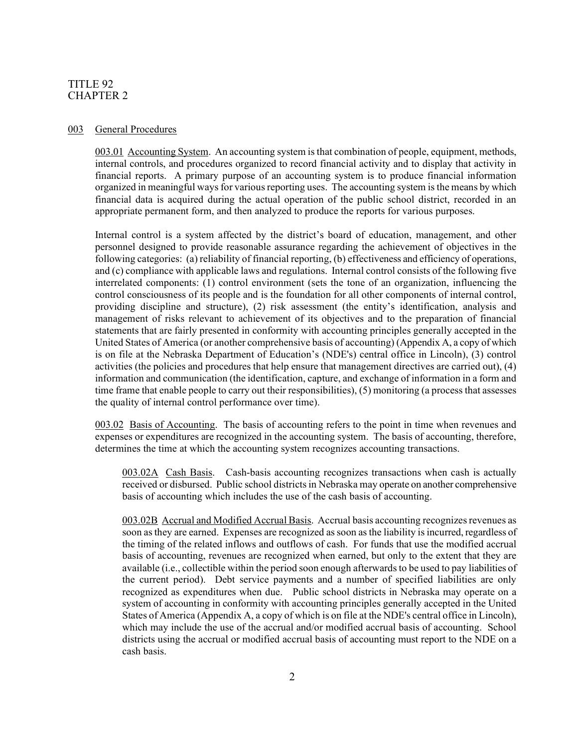TITLE 92
CHAPTER 2

## 003 General Procedures

003.01 Accounting System. An accounting system is that combination of people, equipment, methods, internal controls, and procedures organized to record financial activity and to display that activity in financial reports. A primary purpose of an accounting system is to produce financial information organized in meaningful ways for various reporting uses. The accounting system is the means by which financial data is acquired during the actual operation of the public school district, recorded in an appropriate permanent form, and then analyzed to produce the reports for various purposes.

Internal control is a system affected by the district's board of education, management, and other personnel designed to provide reasonable assurance regarding the achievement of objectives in the following categories: (a) reliability of financial reporting, (b) effectiveness and efficiency of operations, and (c) compliance with applicable laws and regulations. Internal control consists of the following five interrelated components: (1) control environment (sets the tone of an organization, influencing the control consciousness of its people and is the foundation for all other components of internal control, providing discipline and structure), (2) risk assessment (the entity's identification, analysis and management of risks relevant to achievement of its objectives and to the preparation of financial statements that are fairly presented in conformity with accounting principles generally accepted in the United States of America (or another comprehensive basis of accounting) (Appendix A, a copy of which is on file at the Nebraska Department of Education's (NDE's) central office in Lincoln), (3) control activities (the policies and procedures that help ensure that management directives are carried out), (4) information and communication (the identification, capture, and exchange of information in a form and time frame that enable people to carry out their responsibilities), (5) monitoring (a process that assesses the quality of internal control performance over time).

003.02 Basis of Accounting. The basis of accounting refers to the point in time when revenues and expenses or expenditures are recognized in the accounting system. The basis of accounting, therefore, determines the time at which the accounting system recognizes accounting transactions.

003.02A Cash Basis. Cash-basis accounting recognizes transactions when cash is actually received or disbursed. Public school districts in Nebraska may operate on another comprehensive basis of accounting which includes the use of the cash basis of accounting.

003.02B Accrual and Modified Accrual Basis. Accrual basis accounting recognizes revenues as soon as they are earned. Expenses are recognized as soon as the liability is incurred, regardless of the timing of the related inflows and outflows of cash. For funds that use the modified accrual basis of accounting, revenues are recognized when earned, but only to the extent that they are available (i.e., collectible within the period soon enough afterwards to be used to pay liabilities of the current period). Debt service payments and a number of specified liabilities are only recognized as expenditures when due. Public school districts in Nebraska may operate on a system of accounting in conformity with accounting principles generally accepted in the United States of America (Appendix A, a copy of which is on file at the NDE's central office in Lincoln), which may include the use of the accrual and/or modified accrual basis of accounting. School districts using the accrual or modified accrual basis of accounting must report to the NDE on a cash basis.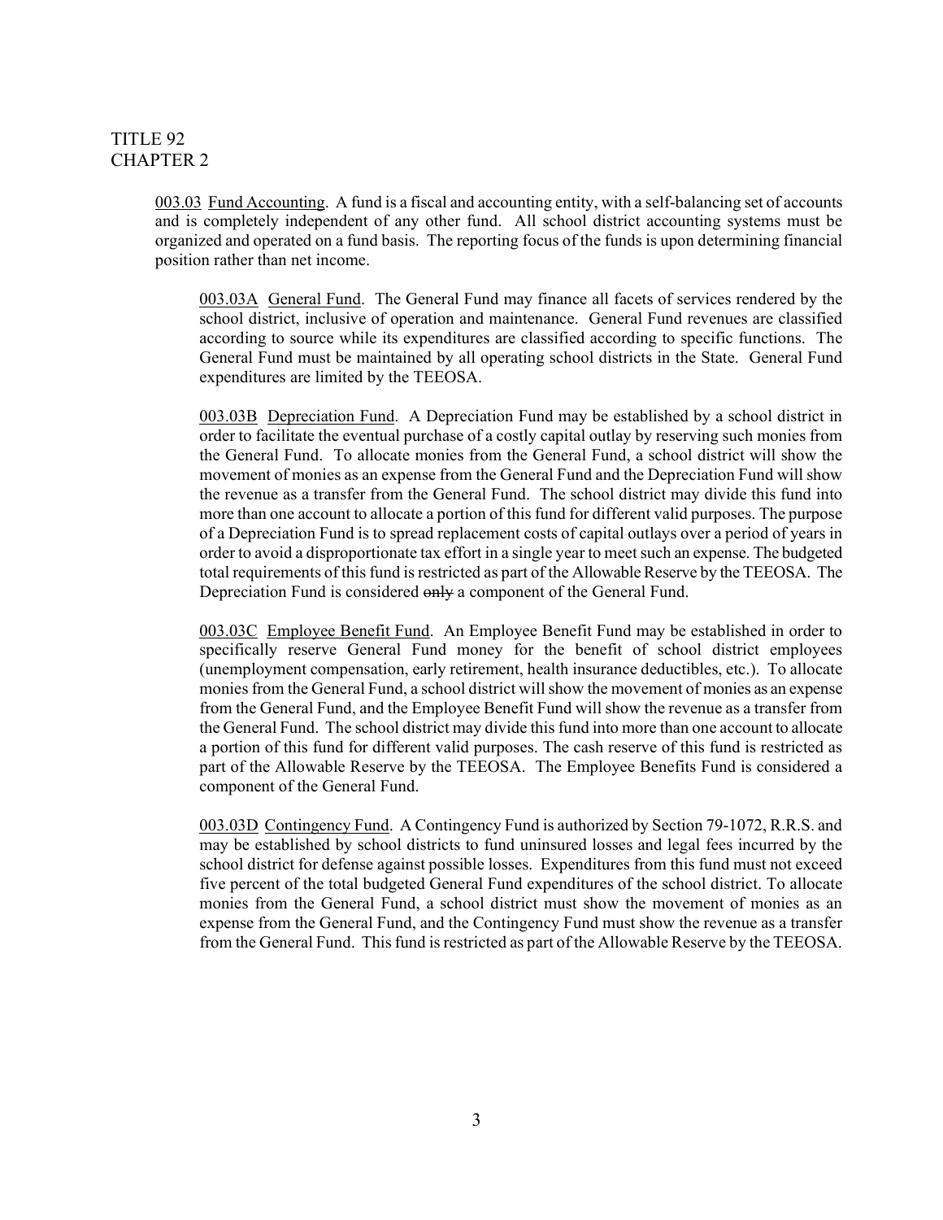TITLE 92
CHAPTER 2

003.03 Fund Accounting. A fund is a fiscal and accounting entity, with a self-balancing set of accounts and is completely independent of any other fund. All school district accounting systems must be organized and operated on a fund basis. The reporting focus of the funds is upon determining financial position rather than net income.

003.03A General Fund. The General Fund may finance all facets of services rendered by the school district, inclusive of operation and maintenance. General Fund revenues are classified according to source while its expenditures are classified according to specific functions. The General Fund must be maintained by all operating school districts in the State. General Fund expenditures are limited by the TEEOSA.

003.03B Depreciation Fund. A Depreciation Fund may be established by a school district in order to facilitate the eventual purchase of a costly capital outlay by reserving such monies from the General Fund. To allocate monies from the General Fund, a school district will show the movement of monies as an expense from the General Fund and the Depreciation Fund will show the revenue as a transfer from the General Fund. The school district may divide this fund into more than one account to allocate a portion of this fund for different valid purposes. The purpose of a Depreciation Fund is to spread replacement costs of capital outlays over a period of years in order to avoid a disproportionate tax effort in a single year to meet such an expense. The budgeted total requirements of this fund is restricted as part of the Allowable Reserve by the TEEOSA. The Depreciation Fund is considered ~~only~~ a component of the General Fund.

003.03C Employee Benefit Fund. An Employee Benefit Fund may be established in order to specifically reserve General Fund money for the benefit of school district employees (unemployment compensation, early retirement, health insurance deductibles, etc.). To allocate monies from the General Fund, a school district will show the movement of monies as an expense from the General Fund, and the Employee Benefit Fund will show the revenue as a transfer from the General Fund. The school district may divide this fund into more than one account to allocate a portion of this fund for different valid purposes. The cash reserve of this fund is restricted as part of the Allowable Reserve by the TEEOSA. The Employee Benefits Fund is considered a component of the General Fund.

003.03D Contingency Fund. A Contingency Fund is authorized by Section 79-1072, R.R.S. and may be established by school districts to fund uninsured losses and legal fees incurred by the school district for defense against possible losses. Expenditures from this fund must not exceed five percent of the total budgeted General Fund expenditures of the school district. To allocate monies from the General Fund, a school district must show the movement of monies as an expense from the General Fund, and the Contingency Fund must show the revenue as a transfer from the General Fund. This fund is restricted as part of the Allowable Reserve by the TEEOSA.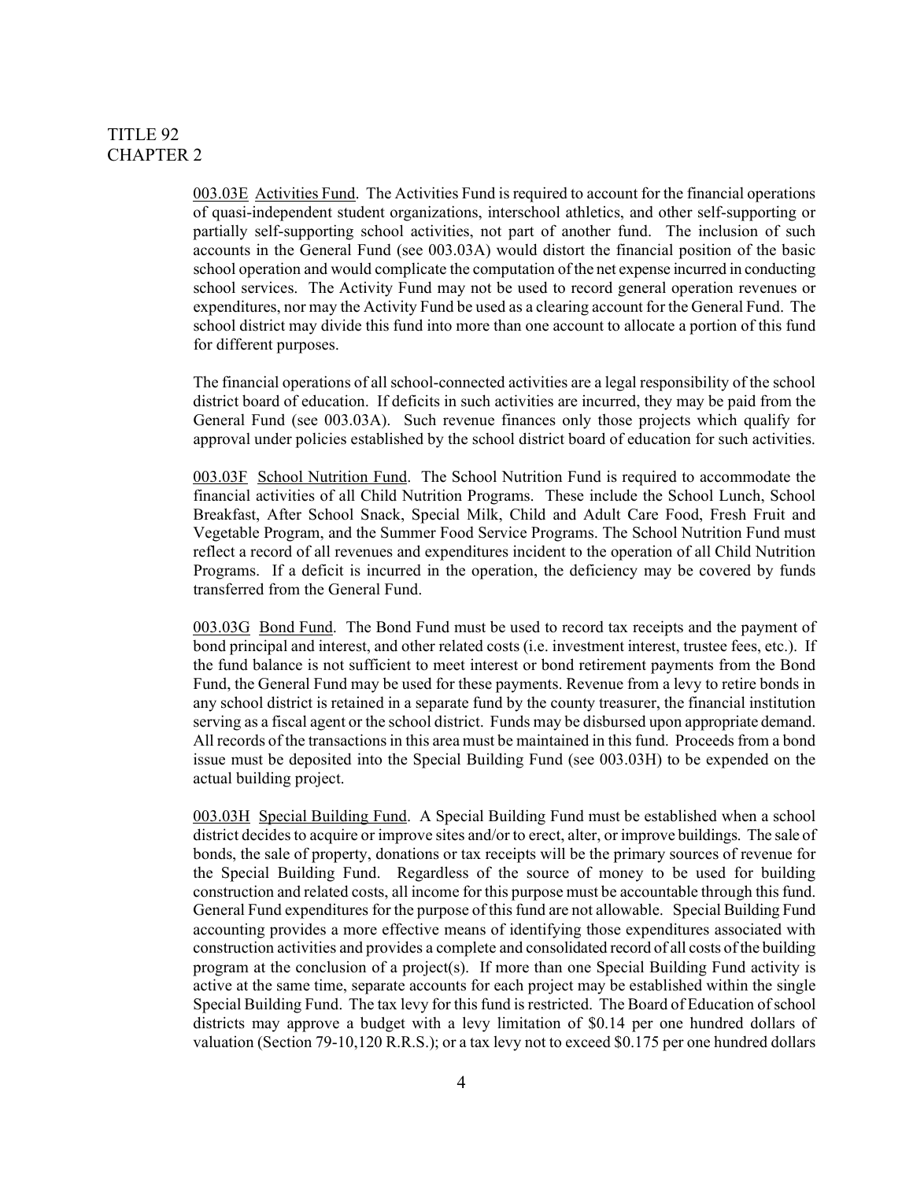003.03E Activities Fund. The Activities Fund is required to account for the financial operations of quasi-independent student organizations, interschool athletics, and other self-supporting or partially self-supporting school activities, not part of another fund. The inclusion of such accounts in the General Fund (see 003.03A) would distort the financial position of the basic school operation and would complicate the computation of the net expense incurred in conducting school services. The Activity Fund may not be used to record general operation revenues or expenditures, nor may the Activity Fund be used as a clearing account for the General Fund. The school district may divide this fund into more than one account to allocate a portion of this fund for different purposes.

The financial operations of all school-connected activities are a legal responsibility of the school district board of education. If deficits in such activities are incurred, they may be paid from the General Fund (see 003.03A). Such revenue finances only those projects which qualify for approval under policies established by the school district board of education for such activities.

003.03F School Nutrition Fund. The School Nutrition Fund is required to accommodate the financial activities of all Child Nutrition Programs. These include the School Lunch, School Breakfast, After School Snack, Special Milk, Child and Adult Care Food, Fresh Fruit and Vegetable Program, and the Summer Food Service Programs. The School Nutrition Fund must reflect a record of all revenues and expenditures incident to the operation of all Child Nutrition Programs. If a deficit is incurred in the operation, the deficiency may be covered by funds transferred from the General Fund.

003.03G Bond Fund. The Bond Fund must be used to record tax receipts and the payment of bond principal and interest, and other related costs (i.e. investment interest, trustee fees, etc.). If the fund balance is not sufficient to meet interest or bond retirement payments from the Bond Fund, the General Fund may be used for these payments. Revenue from a levy to retire bonds in any school district is retained in a separate fund by the county treasurer, the financial institution serving as a fiscal agent or the school district. Funds may be disbursed upon appropriate demand. All records of the transactions in this area must be maintained in this fund. Proceeds from a bond issue must be deposited into the Special Building Fund (see 003.03H) to be expended on the actual building project.

003.03H Special Building Fund. A Special Building Fund must be established when a school district decides to acquire or improve sites and/or to erect, alter, or improve buildings. The sale of bonds, the sale of property, donations or tax receipts will be the primary sources of revenue for the Special Building Fund. Regardless of the source of money to be used for building construction and related costs, all income for this purpose must be accountable through this fund. General Fund expenditures for the purpose of this fund are not allowable. Special Building Fund accounting provides a more effective means of identifying those expenditures associated with construction activities and provides a complete and consolidated record of all costs of the building program at the conclusion of a project(s). If more than one Special Building Fund activity is active at the same time, separate accounts for each project may be established within the single Special Building Fund. The tax levy for this fund is restricted. The Board of Education of school districts may approve a budget with a levy limitation of $0.14 per one hundred dollars of valuation (Section 79-10,120 R.R.S.); or a tax levy not to exceed $0.175 per one hundred dollars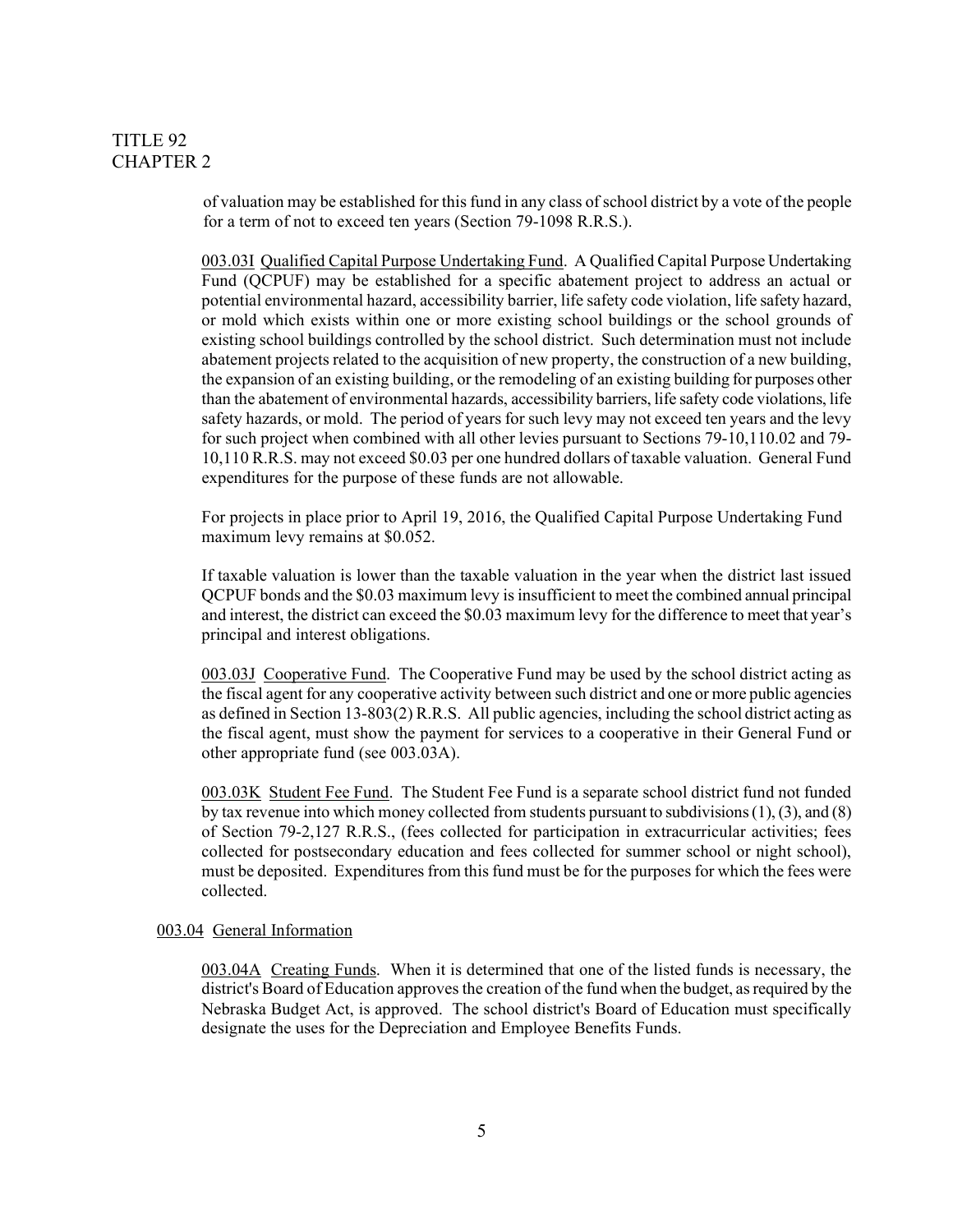of valuation may be established for this fund in any class of school district by a vote of the people for a term of not to exceed ten years (Section 79-1098 R.R.S.).

003.03I Qualified Capital Purpose Undertaking Fund. A Qualified Capital Purpose Undertaking Fund (QCPUF) may be established for a specific abatement project to address an actual or potential environmental hazard, accessibility barrier, life safety code violation, life safety hazard, or mold which exists within one or more existing school buildings or the school grounds of existing school buildings controlled by the school district. Such determination must not include abatement projects related to the acquisition of new property, the construction of a new building, the expansion of an existing building, or the remodeling of an existing building for purposes other than the abatement of environmental hazards, accessibility barriers, life safety code violations, life safety hazards, or mold. The period of years for such levy may not exceed ten years and the levy for such project when combined with all other levies pursuant to Sections 79-10,110.02 and 79-10,110 R.R.S. may not exceed $0.03 per one hundred dollars of taxable valuation. General Fund expenditures for the purpose of these funds are not allowable.

For projects in place prior to April 19, 2016, the Qualified Capital Purpose Undertaking Fund maximum levy remains at $0.052.

If taxable valuation is lower than the taxable valuation in the year when the district last issued QCPUF bonds and the $0.03 maximum levy is insufficient to meet the combined annual principal and interest, the district can exceed the $0.03 maximum levy for the difference to meet that year's principal and interest obligations.

003.03J Cooperative Fund. The Cooperative Fund may be used by the school district acting as the fiscal agent for any cooperative activity between such district and one or more public agencies as defined in Section 13-803(2) R.R.S. All public agencies, including the school district acting as the fiscal agent, must show the payment for services to a cooperative in their General Fund or other appropriate fund (see 003.03A).

003.03K Student Fee Fund. The Student Fee Fund is a separate school district fund not funded by tax revenue into which money collected from students pursuant to subdivisions (1), (3), and (8) of Section 79-2,127 R.R.S., (fees collected for participation in extracurricular activities; fees collected for postsecondary education and fees collected for summer school or night school), must be deposited. Expenditures from this fund must be for the purposes for which the fees were collected.

003.04 General Information

003.04A Creating Funds. When it is determined that one of the listed funds is necessary, the district's Board of Education approves the creation of the fund when the budget, as required by the Nebraska Budget Act, is approved. The school district's Board of Education must specifically designate the uses for the Depreciation and Employee Benefits Funds.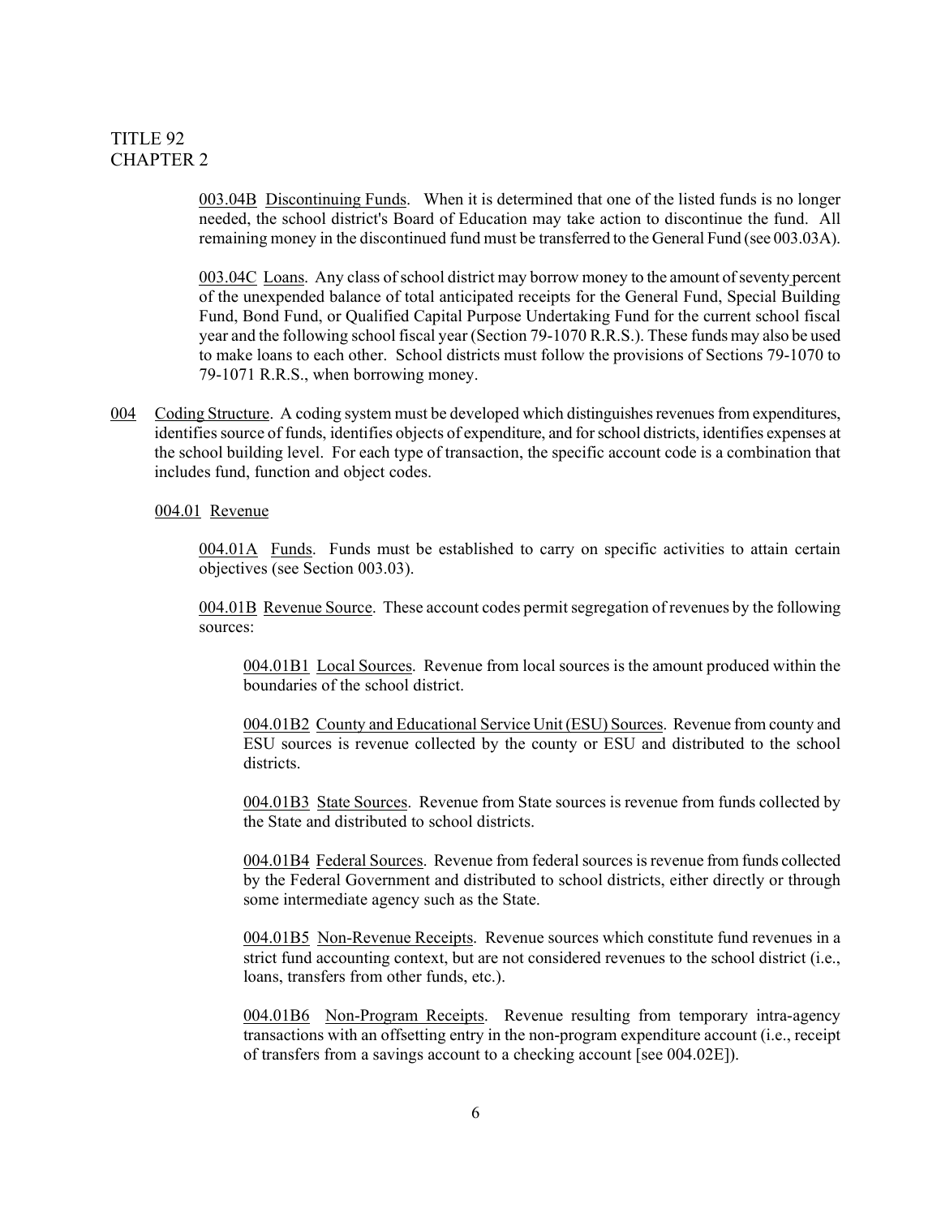003.04B <u>Discontinuing Funds</u>. When it is determined that one of the listed funds is no longer needed, the school district's Board of Education may take action to discontinue the fund. All remaining money in the discontinued fund must be transferred to the General Fund (see 003.03A).

003.04C <u>Loans</u>. Any class of school district may borrow money to the amount of seventy percent of the unexpended balance of total anticipated receipts for the General Fund, Special Building Fund, Bond Fund, or Qualified Capital Purpose Undertaking Fund for the current school fiscal year and the following school fiscal year (Section 79-1070 R.R.S.). These funds may also be used to make loans to each other. School districts must follow the provisions of Sections 79-1070 to 79-1071 R.R.S., when borrowing money.

004 <u>Coding Structure</u>. A coding system must be developed which distinguishes revenues from expenditures, identifies source of funds, identifies objects of expenditure, and for school districts, identifies expenses at the school building level. For each type of transaction, the specific account code is a combination that includes fund, function and object codes.

004.01 <u>Revenue</u>

004.01A <u>Funds</u>. Funds must be established to carry on specific activities to attain certain objectives (see Section 003.03).

004.01B <u>Revenue Source</u>. These account codes permit segregation of revenues by the following sources:

004.01B1 <u>Local Sources</u>. Revenue from local sources is the amount produced within the boundaries of the school district.

004.01B2 <u>County and Educational Service Unit (ESU) Sources</u>. Revenue from county and ESU sources is revenue collected by the county or ESU and distributed to the school districts.

004.01B3 <u>State Sources</u>. Revenue from State sources is revenue from funds collected by the State and distributed to school districts.

004.01B4 <u>Federal Sources</u>. Revenue from federal sources is revenue from funds collected by the Federal Government and distributed to school districts, either directly or through some intermediate agency such as the State.

004.01B5 <u>Non-Revenue Receipts</u>. Revenue sources which constitute fund revenues in a strict fund accounting context, but are not considered revenues to the school district (i.e., loans, transfers from other funds, etc.).

004.01B6 <u>Non-Program Receipts</u>. Revenue resulting from temporary intra-agency transactions with an offsetting entry in the non-program expenditure account (i.e., receipt of transfers from a savings account to a checking account [see 004.02E]).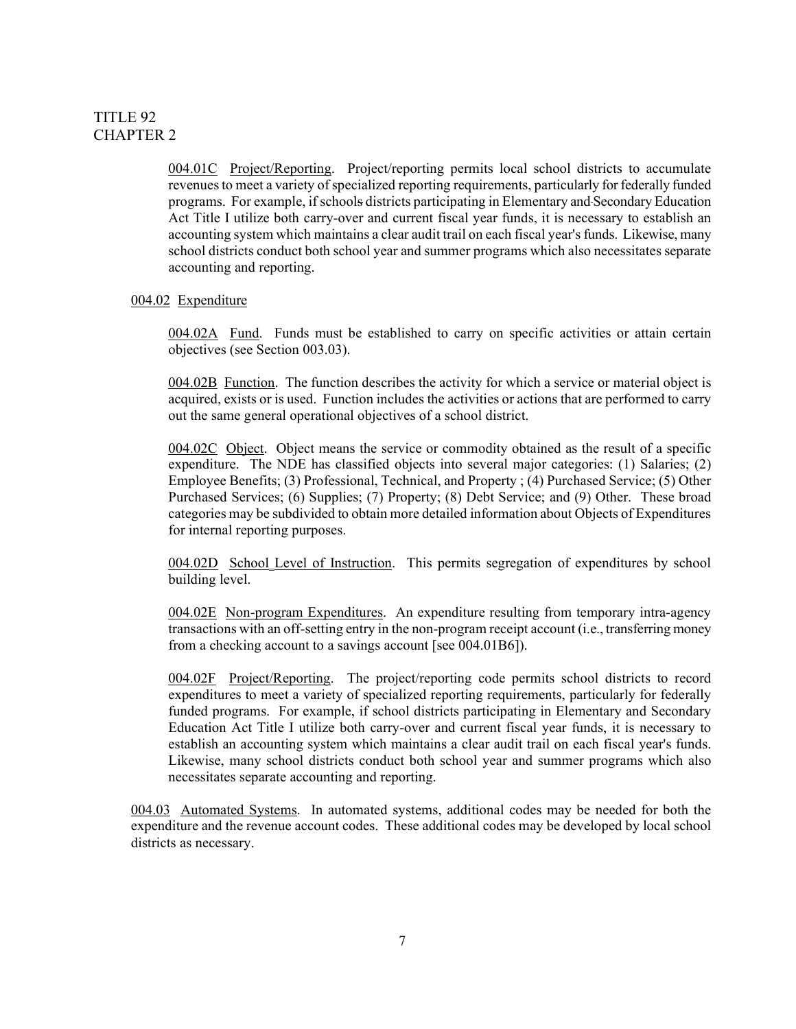004.01C Project/Reporting. Project/reporting permits local school districts to accumulate revenues to meet a variety of specialized reporting requirements, particularly for federally funded programs. For example, if schools districts participating in Elementary and Secondary Education Act Title I utilize both carry-over and current fiscal year funds, it is necessary to establish an accounting system which maintains a clear audit trail on each fiscal year's funds. Likewise, many school districts conduct both school year and summer programs which also necessitates separate accounting and reporting.

004.02 Expenditure

004.02A Fund. Funds must be established to carry on specific activities or attain certain objectives (see Section 003.03).

004.02B Function. The function describes the activity for which a service or material object is acquired, exists or is used. Function includes the activities or actions that are performed to carry out the same general operational objectives of a school district.

004.02C Object. Object means the service or commodity obtained as the result of a specific expenditure. The NDE has classified objects into several major categories: (1) Salaries; (2) Employee Benefits; (3) Professional, Technical, and Property ; (4) Purchased Service; (5) Other Purchased Services; (6) Supplies; (7) Property; (8) Debt Service; and (9) Other. These broad categories may be subdivided to obtain more detailed information about Objects of Expenditures for internal reporting purposes.

004.02D School Level of Instruction. This permits segregation of expenditures by school building level.

004.02E Non-program Expenditures. An expenditure resulting from temporary intra-agency transactions with an off-setting entry in the non-program receipt account (i.e., transferring money from a checking account to a savings account [see 004.01B6]).

004.02F Project/Reporting. The project/reporting code permits school districts to record expenditures to meet a variety of specialized reporting requirements, particularly for federally funded programs. For example, if school districts participating in Elementary and Secondary Education Act Title I utilize both carry-over and current fiscal year funds, it is necessary to establish an accounting system which maintains a clear audit trail on each fiscal year's funds. Likewise, many school districts conduct both school year and summer programs which also necessitates separate accounting and reporting.

004.03 Automated Systems. In automated systems, additional codes may be needed for both the expenditure and the revenue account codes. These additional codes may be developed by local school districts as necessary.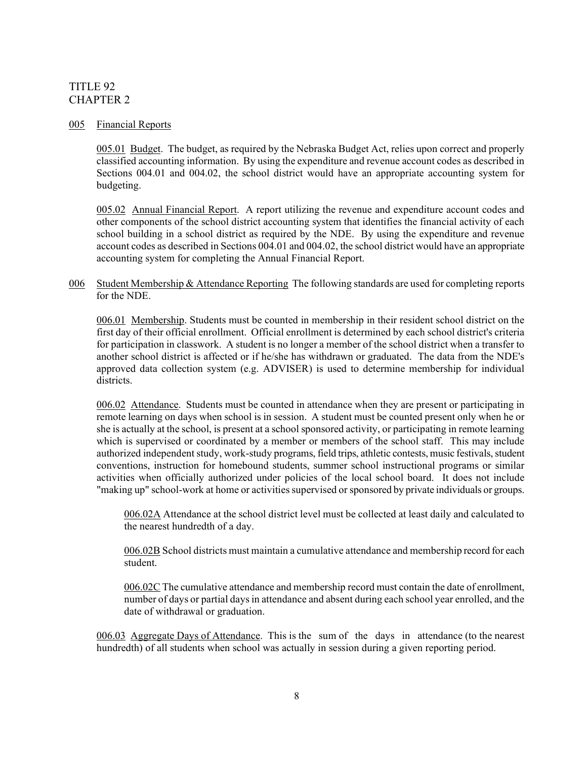TITLE 92
CHAPTER 2

005 Financial Reports

005.01 Budget. The budget, as required by the Nebraska Budget Act, relies upon correct and properly classified accounting information. By using the expenditure and revenue account codes as described in Sections 004.01 and 004.02, the school district would have an appropriate accounting system for budgeting.

005.02 Annual Financial Report. A report utilizing the revenue and expenditure account codes and other components of the school district accounting system that identifies the financial activity of each school building in a school district as required by the NDE. By using the expenditure and revenue account codes as described in Sections 004.01 and 004.02, the school district would have an appropriate accounting system for completing the Annual Financial Report.

006 Student Membership & Attendance Reporting The following standards are used for completing reports for the NDE.

006.01 Membership. Students must be counted in membership in their resident school district on the first day of their official enrollment. Official enrollment is determined by each school district's criteria for participation in classwork. A student is no longer a member of the school district when a transfer to another school district is affected or if he/she has withdrawn or graduated. The data from the NDE's approved data collection system (e.g. ADVISER) is used to determine membership for individual districts.

006.02 Attendance. Students must be counted in attendance when they are present or participating in remote learning on days when school is in session. A student must be counted present only when he or she is actually at the school, is present at a school sponsored activity, or participating in remote learning which is supervised or coordinated by a member or members of the school staff. This may include authorized independent study, work-study programs, field trips, athletic contests, music festivals, student conventions, instruction for homebound students, summer school instructional programs or similar activities when officially authorized under policies of the local school board. It does not include "making up" school-work at home or activities supervised or sponsored by private individuals or groups.

006.02A Attendance at the school district level must be collected at least daily and calculated to the nearest hundredth of a day.

006.02B School districts must maintain a cumulative attendance and membership record for each student.

006.02C The cumulative attendance and membership record must contain the date of enrollment, number of days or partial days in attendance and absent during each school year enrolled, and the date of withdrawal or graduation.

006.03 Aggregate Days of Attendance. This is the sum of the days in attendance (to the nearest hundredth) of all students when school was actually in session during a given reporting period.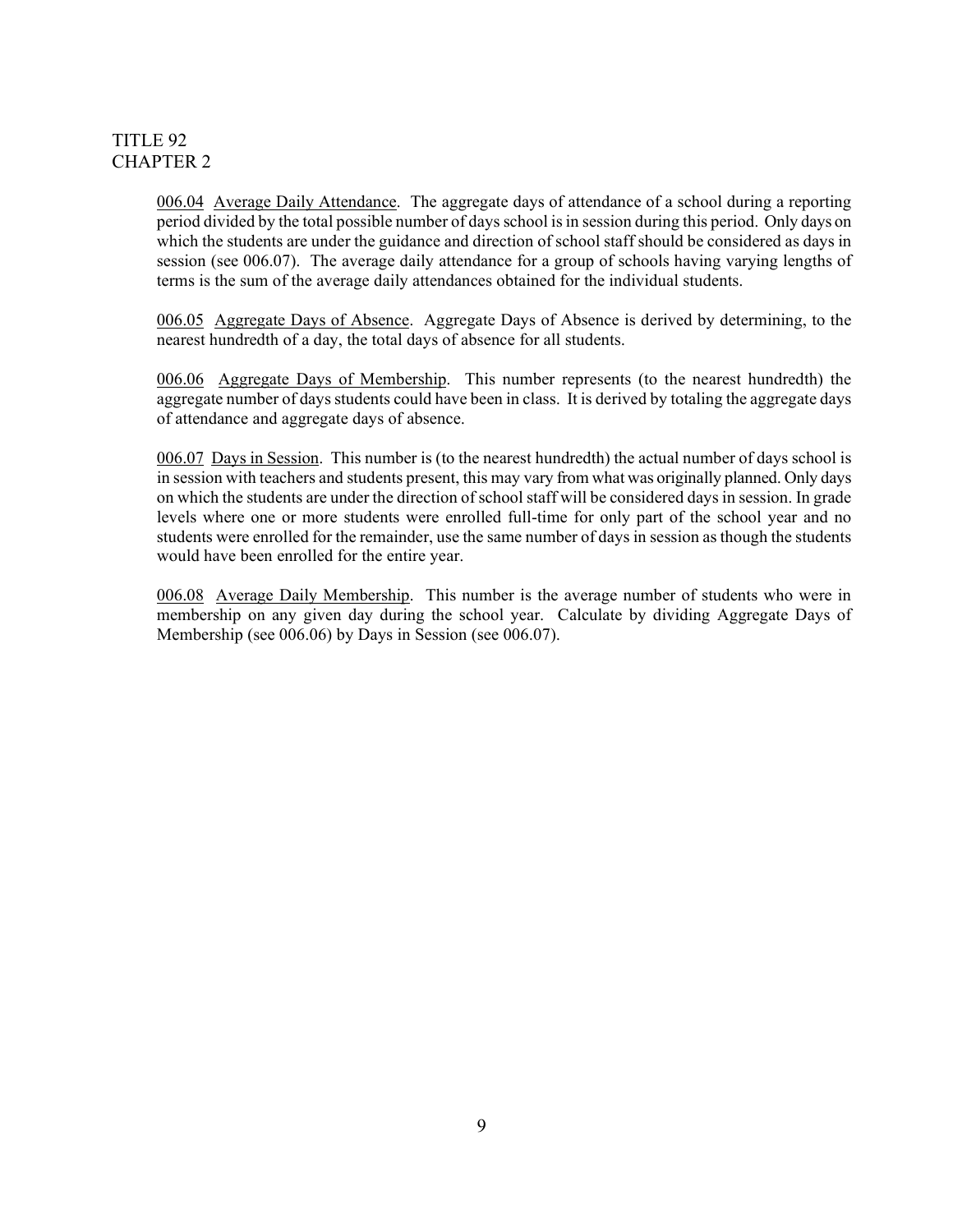006.04 Average Daily Attendance. The aggregate days of attendance of a school during a reporting period divided by the total possible number of days school is in session during this period. Only days on which the students are under the guidance and direction of school staff should be considered as days in session (see 006.07). The average daily attendance for a group of schools having varying lengths of terms is the sum of the average daily attendances obtained for the individual students.

006.05 Aggregate Days of Absence. Aggregate Days of Absence is derived by determining, to the nearest hundredth of a day, the total days of absence for all students.

006.06 Aggregate Days of Membership. This number represents (to the nearest hundredth) the aggregate number of days students could have been in class. It is derived by totaling the aggregate days of attendance and aggregate days of absence.

006.07 Days in Session. This number is (to the nearest hundredth) the actual number of days school is in session with teachers and students present, this may vary from what was originally planned. Only days on which the students are under the direction of school staff will be considered days in session. In grade levels where one or more students were enrolled full-time for only part of the school year and no students were enrolled for the remainder, use the same number of days in session as though the students would have been enrolled for the entire year.

006.08 Average Daily Membership. This number is the average number of students who were in membership on any given day during the school year. Calculate by dividing Aggregate Days of Membership (see 006.06) by Days in Session (see 006.07).